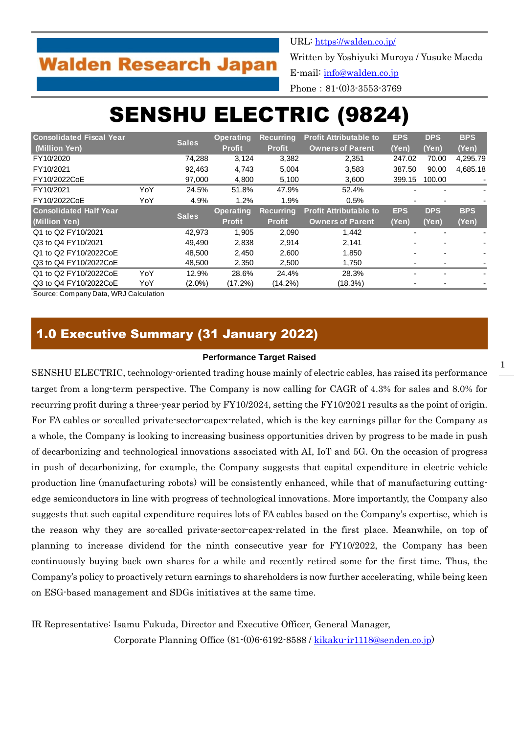Walden Research Japan

URL: https://walden.co.jp/
Written by Yoshiyuki Muroya / Yusuke Maeda
E-mail: info@walden.co.jp
Phone：81-(0)3-3553-3769

# SENSHU ELECTRIC (9824)

| Consolidated Fiscal Year (Million Yen) | | Sales | Operating Profit | Recurring Profit | Profit Attributable to Owners of Parent | EPS (Yen) | DPS (Yen) | BPS (Yen) |
|---|---|---|---|---|---|---|---|---|
| FY10/2020 | | 74,288 | 3,124 | 3,382 | 2,351 | 247.02 | 70.00 | 4,295.79 |
| FY10/2021 | | 92,463 | 4,743 | 5,004 | 3,583 | 387.50 | 90.00 | 4,685.18 |
| FY10/2022CoE | | 97,000 | 4,800 | 5,100 | 3,600 | 399.15 | 100.00 | - |
| FY10/2021 | YoY | 24.5% | 51.8% | 47.9% | 52.4% | - | - | - |
| FY10/2022CoE | YoY | 4.9% | 1.2% | 1.9% | 0.5% | - | - | - |
| **Consolidated Half Year (Million Yen)** | | **Sales** | **Operating Profit** | **Recurring Profit** | **Profit Attributable to Owners of Parent** | **EPS (Yen)** | **DPS (Yen)** | **BPS (Yen)** |
| Q1 to Q2 FY10/2021 | | 42,973 | 1,905 | 2,090 | 1,442 | - | - | - |
| Q3 to Q4 FY10/2021 | | 49,490 | 2,838 | 2,914 | 2,141 | - | - | - |
| Q1 to Q2 FY10/2022CoE | | 48,500 | 2,450 | 2,600 | 1,850 | - | - | - |
| Q3 to Q4 FY10/2022CoE | | 48,500 | 2,350 | 2,500 | 1,750 | - | - | - |
| Q1 to Q2 FY10/2022CoE | YoY | 12.9% | 28.6% | 24.4% | 28.3% | - | - | - |
| Q3 to Q4 FY10/2022CoE | YoY | (2.0%) | (17.2%) | (14.2%) | (18.3%) | - | - | - |

Source: Company Data, WRJ Calculation

## 1.0 Executive Summary (31 January 2022)

**Performance Target Raised**

SENSHU ELECTRIC, technology-oriented trading house mainly of electric cables, has raised its performance target from a long-term perspective. The Company is now calling for CAGR of 4.3% for sales and 8.0% for recurring profit during a three-year period by FY10/2024, setting the FY10/2021 results as the point of origin. For FA cables or so-called private-sector-capex-related, which is the key earnings pillar for the Company as a whole, the Company is looking to increasing business opportunities driven by progress to be made in push of decarbonizing and technological innovations associated with AI, IoT and 5G. On the occasion of progress in push of decarbonizing, for example, the Company suggests that capital expenditure in electric vehicle production line (manufacturing robots) will be consistently enhanced, while that of manufacturing cutting-edge semiconductors in line with progress of technological innovations. More importantly, the Company also suggests that such capital expenditure requires lots of FA cables based on the Company's expertise, which is the reason why they are so-called private-sector-capex-related in the first place. Meanwhile, on top of planning to increase dividend for the ninth consecutive year for FY10/2022, the Company has been continuously buying back own shares for a while and recently retired some for the first time. Thus, the Company's policy to proactively return earnings to shareholders is now further accelerating, while being keen on ESG-based management and SDGs initiatives at the same time.

IR Representative: Isamu Fukuda, Director and Executive Officer, General Manager,
Corporate Planning Office (81-(0)6-6192-8588 / kikaku-ir1118@senden.co.jp)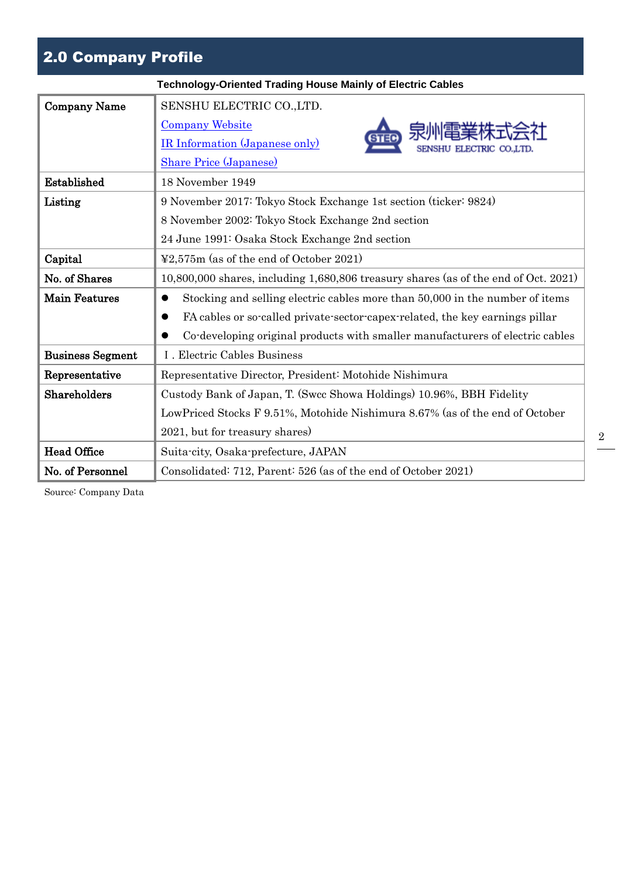## 2.0 Company Profile

**Technology-Oriented Trading House Mainly of Electric Cables**

| **Company Name** | SENSHU ELECTRIC CO.,LTD.<br>Company Website<br>IR Information (Japanese only)<br>Share Price (Japanese) |
|---|---|
| **Established** | 18 November 1949 |
| **Listing** | 9 November 2017: Tokyo Stock Exchange 1st section (ticker: 9824)<br>8 November 2002: Tokyo Stock Exchange 2nd section<br>24 June 1991: Osaka Stock Exchange 2nd section |
| **Capital** | ¥2,575m (as of the end of October 2021) |
| **No. of Shares** | 10,800,000 shares, including 1,680,806 treasury shares (as of the end of Oct. 2021) |
| **Main Features** | ● Stocking and selling electric cables more than 50,000 in the number of items<br>● FA cables or so-called private-sector-capex-related, the key earnings pillar<br>● Co-developing original products with smaller manufacturers of electric cables |
| **Business Segment** | Ⅰ. Electric Cables Business |
| **Representative** | Representative Director, President: Motohide Nishimura |
| **Shareholders** | Custody Bank of Japan, T. (Swcc Showa Holdings) 10.96%, BBH Fidelity LowPriced Stocks F 9.51%, Motohide Nishimura 8.67% (as of the end of October 2021, but for treasury shares) |
| **Head Office** | Suita-city, Osaka-prefecture, JAPAN |
| **No. of Personnel** | Consolidated: 712, Parent: 526 (as of the end of October 2021) |

Source: Company Data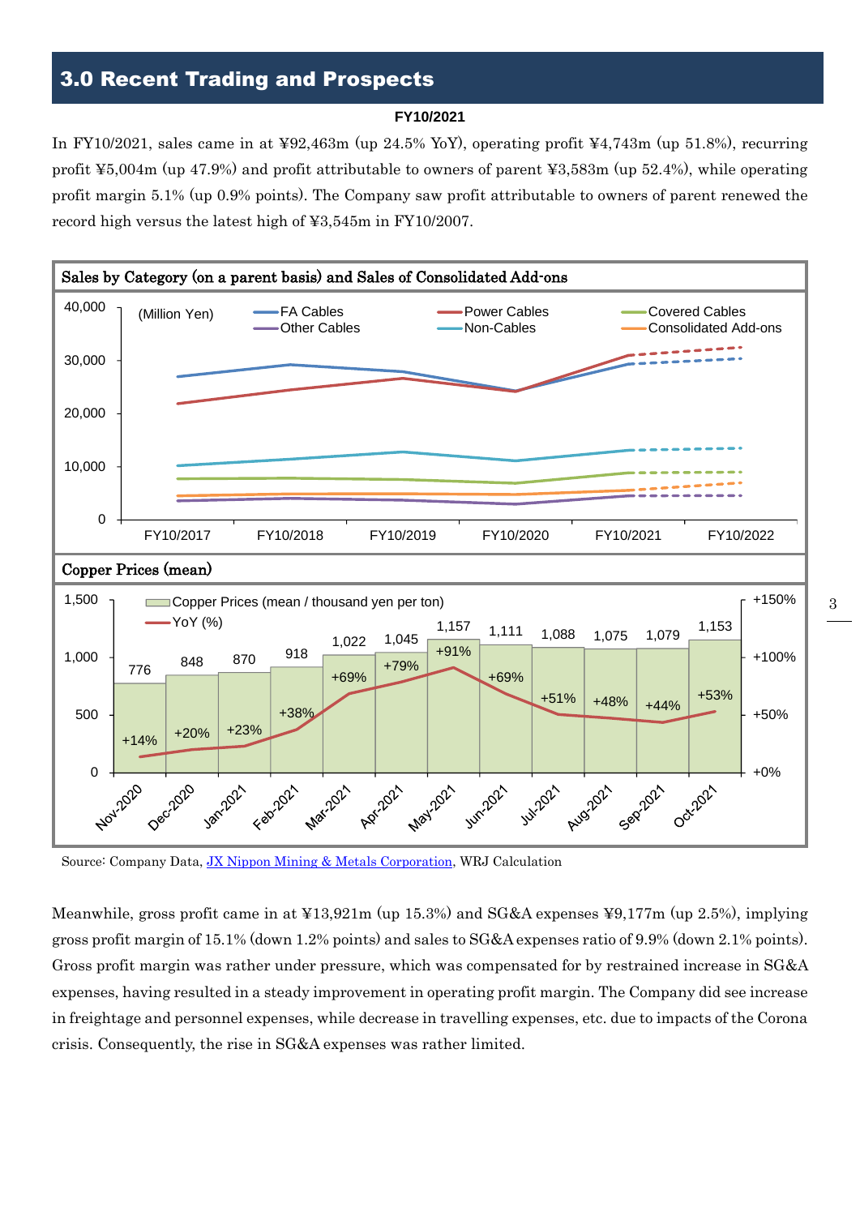## 3.0 Recent Trading and Prospects

**FY10/2021**

In FY10/2021, sales came in at ¥92,463m (up 24.5% YoY), operating profit ¥4,743m (up 51.8%), recurring profit ¥5,004m (up 47.9%) and profit attributable to owners of parent ¥3,583m (up 52.4%), while operating profit margin 5.1% (up 0.9% points). The Company saw profit attributable to owners of parent renewed the record high versus the latest high of ¥3,545m in FY10/2007.

**Sales by Category (on a parent basis) and Sales of Consolidated Add-ons**

**Copper Prices (mean)**

| Month | Copper Prices (mean / thousand yen per ton) | YoY (%) |
|---|---|---|
| Nov-2020 | 776 | +14% |
| Dec-2020 | 848 | +20% |
| Jan-2021 | 870 | +23% |
| Feb-2021 | 918 | +38% |
| Mar-2021 | 1,022 | +69% |
| Apr-2021 | 1,045 | +79% |
| May-2021 | 1,157 | +91% |
| Jun-2021 | 1,111 | +69% |
| Jul-2021 | 1,088 | +51% |
| Aug-2021 | 1,075 | +48% |
| Sep-2021 | 1,079 | +44% |
| Oct-2021 | 1,153 | +53% |

Source: Company Data, JX Nippon Mining & Metals Corporation, WRJ Calculation

Meanwhile, gross profit came in at ¥13,921m (up 15.3%) and SG&A expenses ¥9,177m (up 2.5%), implying gross profit margin of 15.1% (down 1.2% points) and sales to SG&A expenses ratio of 9.9% (down 2.1% points). Gross profit margin was rather under pressure, which was compensated for by restrained increase in SG&A expenses, having resulted in a steady improvement in operating profit margin. The Company did see increase in freightage and personnel expenses, while decrease in travelling expenses, etc. due to impacts of the Corona crisis. Consequently, the rise in SG&A expenses was rather limited.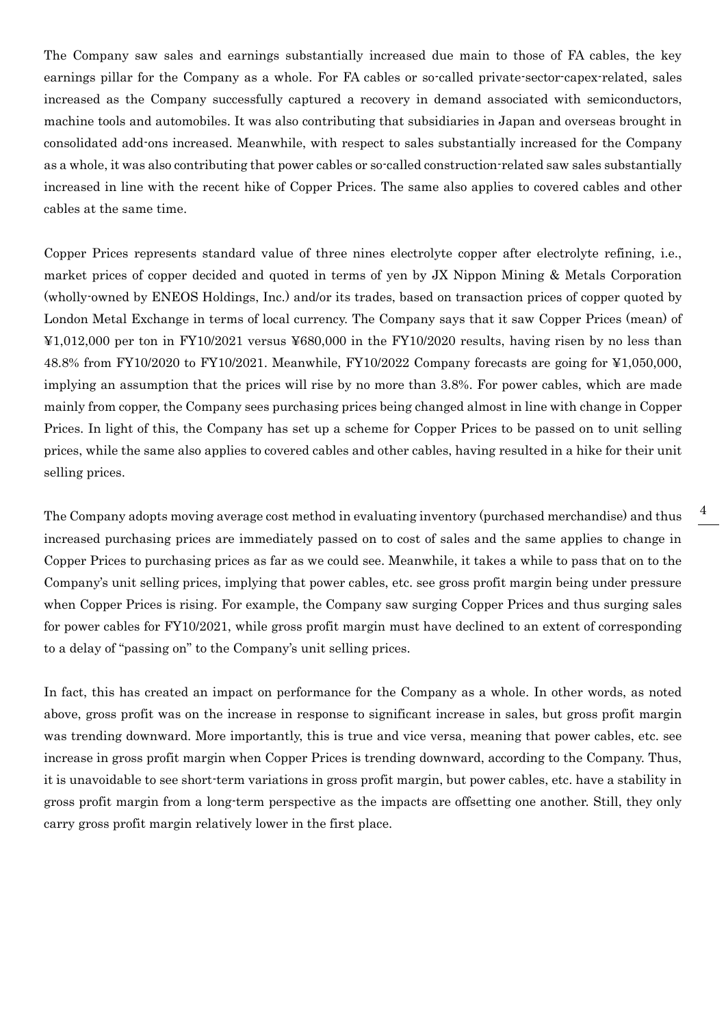The Company saw sales and earnings substantially increased due main to those of FA cables, the key earnings pillar for the Company as a whole. For FA cables or so-called private-sector-capex-related, sales increased as the Company successfully captured a recovery in demand associated with semiconductors, machine tools and automobiles. It was also contributing that subsidiaries in Japan and overseas brought in consolidated add-ons increased. Meanwhile, with respect to sales substantially increased for the Company as a whole, it was also contributing that power cables or so-called construction-related saw sales substantially increased in line with the recent hike of Copper Prices. The same also applies to covered cables and other cables at the same time.

Copper Prices represents standard value of three nines electrolyte copper after electrolyte refining, i.e., market prices of copper decided and quoted in terms of yen by JX Nippon Mining & Metals Corporation (wholly-owned by ENEOS Holdings, Inc.) and/or its trades, based on transaction prices of copper quoted by London Metal Exchange in terms of local currency. The Company says that it saw Copper Prices (mean) of ¥1,012,000 per ton in FY10/2021 versus ¥680,000 in the FY10/2020 results, having risen by no less than 48.8% from FY10/2020 to FY10/2021. Meanwhile, FY10/2022 Company forecasts are going for ¥1,050,000, implying an assumption that the prices will rise by no more than 3.8%. For power cables, which are made mainly from copper, the Company sees purchasing prices being changed almost in line with change in Copper Prices. In light of this, the Company has set up a scheme for Copper Prices to be passed on to unit selling prices, while the same also applies to covered cables and other cables, having resulted in a hike for their unit selling prices.

The Company adopts moving average cost method in evaluating inventory (purchased merchandise) and thus increased purchasing prices are immediately passed on to cost of sales and the same applies to change in Copper Prices to purchasing prices as far as we could see. Meanwhile, it takes a while to pass that on to the Company's unit selling prices, implying that power cables, etc. see gross profit margin being under pressure when Copper Prices is rising. For example, the Company saw surging Copper Prices and thus surging sales for power cables for FY10/2021, while gross profit margin must have declined to an extent of corresponding to a delay of "passing on" to the Company's unit selling prices.

In fact, this has created an impact on performance for the Company as a whole. In other words, as noted above, gross profit was on the increase in response to significant increase in sales, but gross profit margin was trending downward. More importantly, this is true and vice versa, meaning that power cables, etc. see increase in gross profit margin when Copper Prices is trending downward, according to the Company. Thus, it is unavoidable to see short-term variations in gross profit margin, but power cables, etc. have a stability in gross profit margin from a long-term perspective as the impacts are offsetting one another. Still, they only carry gross profit margin relatively lower in the first place.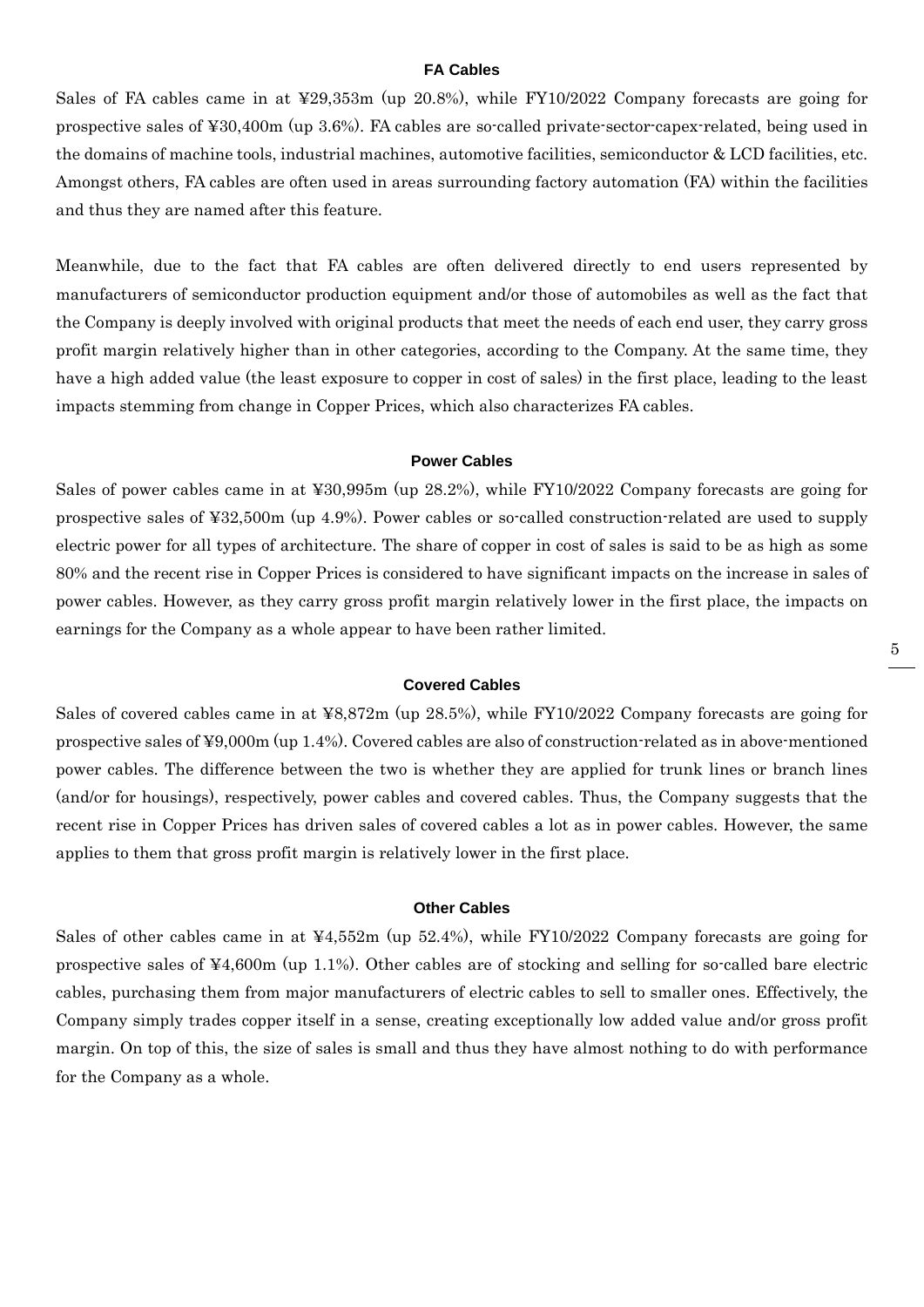### FA Cables

Sales of FA cables came in at ¥29,353m (up 20.8%), while FY10/2022 Company forecasts are going for prospective sales of ¥30,400m (up 3.6%). FA cables are so-called private-sector-capex-related, being used in the domains of machine tools, industrial machines, automotive facilities, semiconductor & LCD facilities, etc. Amongst others, FA cables are often used in areas surrounding factory automation (FA) within the facilities and thus they are named after this feature.

Meanwhile, due to the fact that FA cables are often delivered directly to end users represented by manufacturers of semiconductor production equipment and/or those of automobiles as well as the fact that the Company is deeply involved with original products that meet the needs of each end user, they carry gross profit margin relatively higher than in other categories, according to the Company. At the same time, they have a high added value (the least exposure to copper in cost of sales) in the first place, leading to the least impacts stemming from change in Copper Prices, which also characterizes FA cables.

### Power Cables

Sales of power cables came in at ¥30,995m (up 28.2%), while FY10/2022 Company forecasts are going for prospective sales of ¥32,500m (up 4.9%). Power cables or so-called construction-related are used to supply electric power for all types of architecture. The share of copper in cost of sales is said to be as high as some 80% and the recent rise in Copper Prices is considered to have significant impacts on the increase in sales of power cables. However, as they carry gross profit margin relatively lower in the first place, the impacts on earnings for the Company as a whole appear to have been rather limited.

### Covered Cables

Sales of covered cables came in at ¥8,872m (up 28.5%), while FY10/2022 Company forecasts are going for prospective sales of ¥9,000m (up 1.4%). Covered cables are also of construction-related as in above-mentioned power cables. The difference between the two is whether they are applied for trunk lines or branch lines (and/or for housings), respectively, power cables and covered cables. Thus, the Company suggests that the recent rise in Copper Prices has driven sales of covered cables a lot as in power cables. However, the same applies to them that gross profit margin is relatively lower in the first place.

### Other Cables

Sales of other cables came in at ¥4,552m (up 52.4%), while FY10/2022 Company forecasts are going for prospective sales of ¥4,600m (up 1.1%). Other cables are of stocking and selling for so-called bare electric cables, purchasing them from major manufacturers of electric cables to sell to smaller ones. Effectively, the Company simply trades copper itself in a sense, creating exceptionally low added value and/or gross profit margin. On top of this, the size of sales is small and thus they have almost nothing to do with performance for the Company as a whole.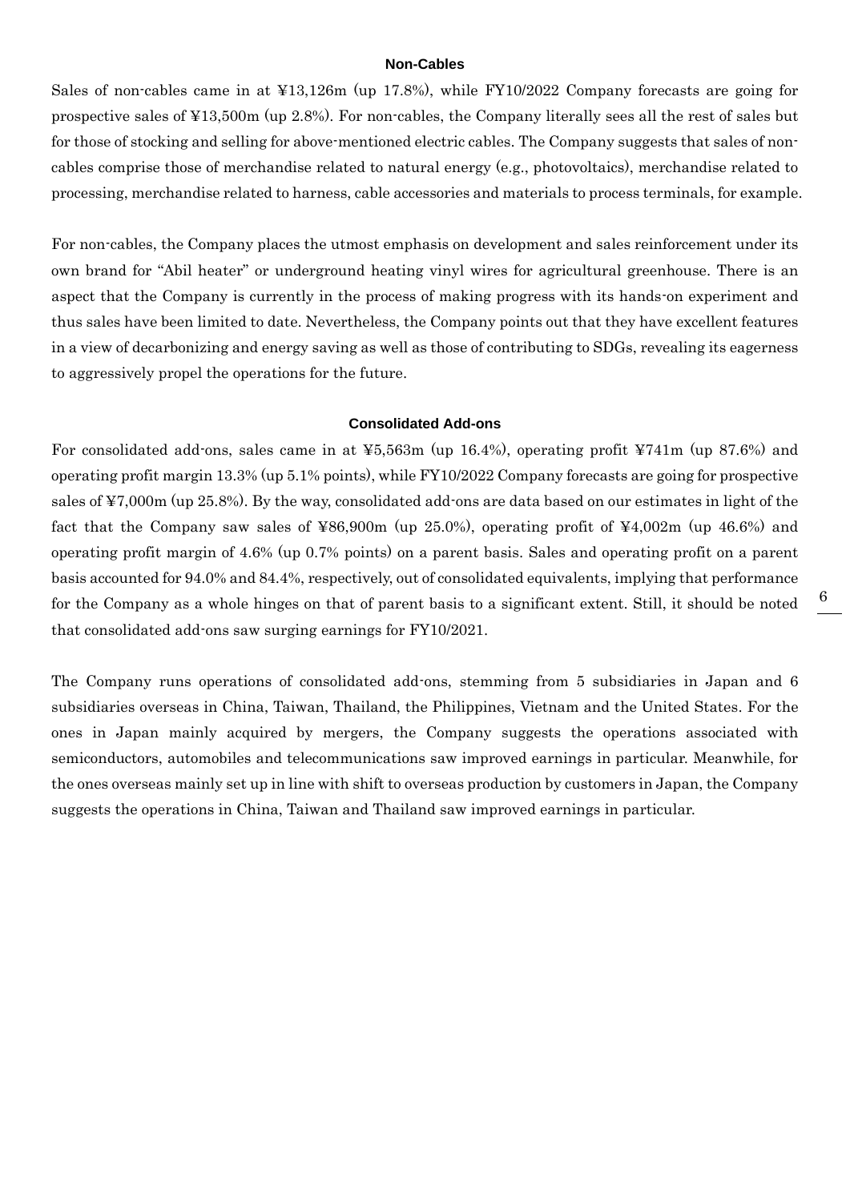### Non-Cables

Sales of non-cables came in at ¥13,126m (up 17.8%), while FY10/2022 Company forecasts are going for prospective sales of ¥13,500m (up 2.8%). For non-cables, the Company literally sees all the rest of sales but for those of stocking and selling for above-mentioned electric cables. The Company suggests that sales of non-cables comprise those of merchandise related to natural energy (e.g., photovoltaics), merchandise related to processing, merchandise related to harness, cable accessories and materials to process terminals, for example.

For non-cables, the Company places the utmost emphasis on development and sales reinforcement under its own brand for "Abil heater" or underground heating vinyl wires for agricultural greenhouse. There is an aspect that the Company is currently in the process of making progress with its hands-on experiment and thus sales have been limited to date. Nevertheless, the Company points out that they have excellent features in a view of decarbonizing and energy saving as well as those of contributing to SDGs, revealing its eagerness to aggressively propel the operations for the future.

### Consolidated Add-ons

For consolidated add-ons, sales came in at ¥5,563m (up 16.4%), operating profit ¥741m (up 87.6%) and operating profit margin 13.3% (up 5.1% points), while FY10/2022 Company forecasts are going for prospective sales of ¥7,000m (up 25.8%). By the way, consolidated add-ons are data based on our estimates in light of the fact that the Company saw sales of ¥86,900m (up 25.0%), operating profit of ¥4,002m (up 46.6%) and operating profit margin of 4.6% (up 0.7% points) on a parent basis. Sales and operating profit on a parent basis accounted for 94.0% and 84.4%, respectively, out of consolidated equivalents, implying that performance for the Company as a whole hinges on that of parent basis to a significant extent. Still, it should be noted that consolidated add-ons saw surging earnings for FY10/2021.

The Company runs operations of consolidated add-ons, stemming from 5 subsidiaries in Japan and 6 subsidiaries overseas in China, Taiwan, Thailand, the Philippines, Vietnam and the United States. For the ones in Japan mainly acquired by mergers, the Company suggests the operations associated with semiconductors, automobiles and telecommunications saw improved earnings in particular. Meanwhile, for the ones overseas mainly set up in line with shift to overseas production by customers in Japan, the Company suggests the operations in China, Taiwan and Thailand saw improved earnings in particular.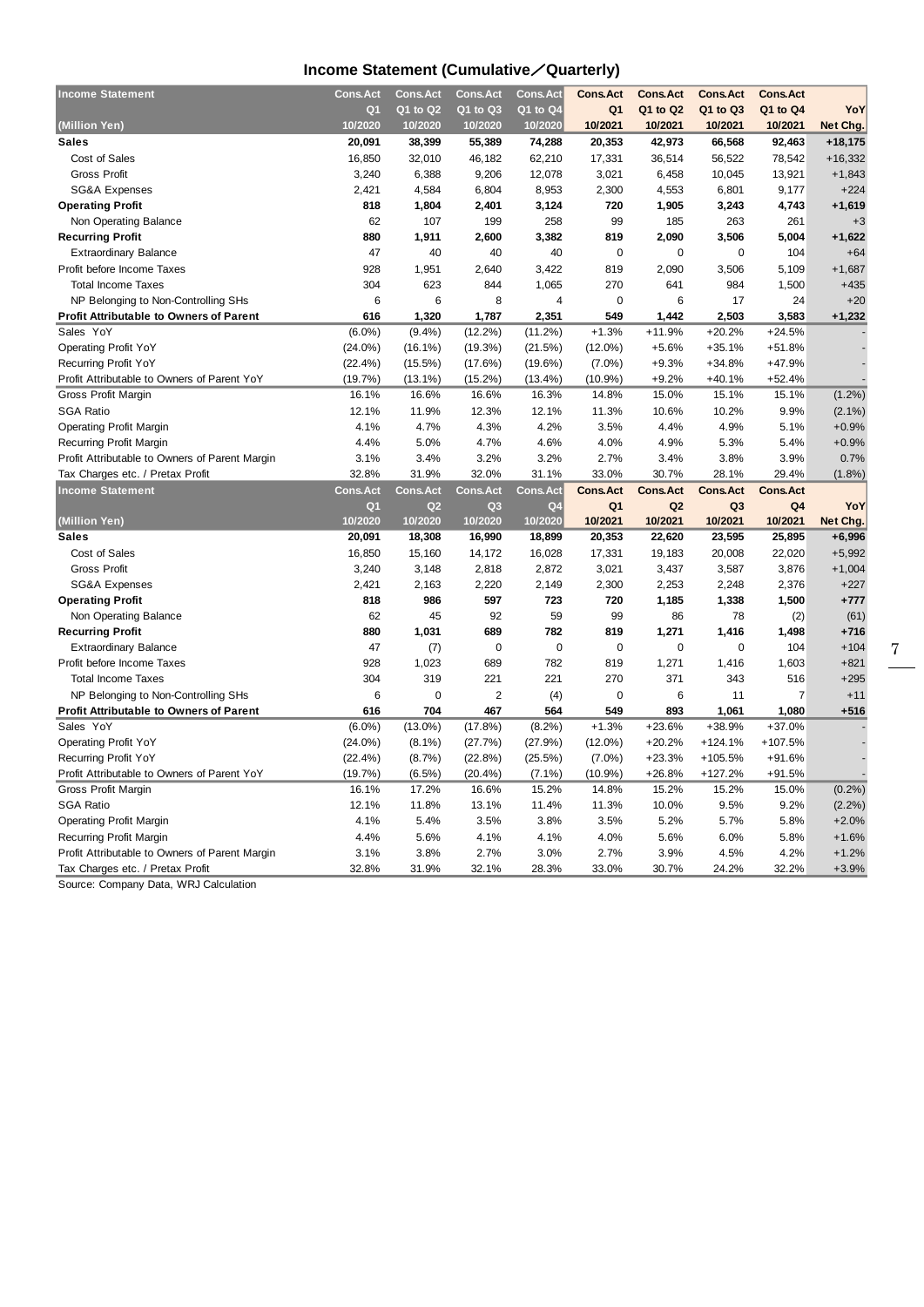## Income Statement (Cumulative／Quarterly)

| Income Statement | Cons.Act | Cons.Act | Cons.Act | Cons.Act | Cons.Act | Cons.Act | Cons.Act | Cons.Act | |
|---|---|---|---|---|---|---|---|---|---|
| | Q1 | Q1 to Q2 | Q1 to Q3 | Q1 to Q4 | Q1 | Q1 to Q2 | Q1 to Q3 | Q1 to Q4 | YoY |
| (Million Yen) | 10/2020 | 10/2020 | 10/2020 | 10/2020 | 10/2021 | 10/2021 | 10/2021 | 10/2021 | Net Chg. |
| **Sales** | **20,091** | **38,399** | **55,389** | **74,288** | **20,353** | **42,973** | **66,568** | **92,463** | **+18,175** |
| Cost of Sales | 16,850 | 32,010 | 46,182 | 62,210 | 17,331 | 36,514 | 56,522 | 78,542 | +16,332 |
| Gross Profit | 3,240 | 6,388 | 9,206 | 12,078 | 3,021 | 6,458 | 10,045 | 13,921 | +1,843 |
| SG&A Expenses | 2,421 | 4,584 | 6,804 | 8,953 | 2,300 | 4,553 | 6,801 | 9,177 | +224 |
| **Operating Profit** | **818** | **1,804** | **2,401** | **3,124** | **720** | **1,905** | **3,243** | **4,743** | **+1,619** |
| Non Operating Balance | 62 | 107 | 199 | 258 | 99 | 185 | 263 | 261 | +3 |
| **Recurring Profit** | **880** | **1,911** | **2,600** | **3,382** | **819** | **2,090** | **3,506** | **5,004** | **+1,622** |
| Extraordinary Balance | 47 | 40 | 40 | 40 | 0 | 0 | 0 | 104 | +64 |
| Profit before Income Taxes | 928 | 1,951 | 2,640 | 3,422 | 819 | 2,090 | 3,506 | 5,109 | +1,687 |
| Total Income Taxes | 304 | 623 | 844 | 1,065 | 270 | 641 | 984 | 1,500 | +435 |
| NP Belonging to Non-Controlling SHs | 6 | 6 | 8 | 4 | 0 | 6 | 17 | 24 | +20 |
| **Profit Attributable to Owners of Parent** | **616** | **1,320** | **1,787** | **2,351** | **549** | **1,442** | **2,503** | **3,583** | **+1,232** |
| Sales YoY | (6.0%) | (9.4%) | (12.2%) | (11.2%) | +1.3% | +11.9% | +20.2% | +24.5% | - |
| Operating Profit YoY | (24.0%) | (16.1%) | (19.3%) | (21.5%) | (12.0%) | +5.6% | +35.1% | +51.8% | - |
| Recurring Profit YoY | (22.4%) | (15.5%) | (17.6%) | (19.6%) | (7.0%) | +9.3% | +34.8% | +47.9% | - |
| Profit Attributable to Owners of Parent YoY | (19.7%) | (13.1%) | (15.2%) | (13.4%) | (10.9%) | +9.2% | +40.1% | +52.4% | - |
| Gross Profit Margin | 16.1% | 16.6% | 16.6% | 16.3% | 14.8% | 15.0% | 15.1% | 15.1% | (1.2%) |
| SGA Ratio | 12.1% | 11.9% | 12.3% | 12.1% | 11.3% | 10.6% | 10.2% | 9.9% | (2.1%) |
| Operating Profit Margin | 4.1% | 4.7% | 4.3% | 4.2% | 3.5% | 4.4% | 4.9% | 5.1% | +0.9% |
| Recurring Profit Margin | 4.4% | 5.0% | 4.7% | 4.6% | 4.0% | 4.9% | 5.3% | 5.4% | +0.9% |
| Profit Attributable to Owners of Parent Margin | 3.1% | 3.4% | 3.2% | 3.2% | 2.7% | 3.4% | 3.8% | 3.9% | 0.7% |
| Tax Charges etc. / Pretax Profit | 32.8% | 31.9% | 32.0% | 31.1% | 33.0% | 30.7% | 28.1% | 29.4% | (1.8%) |

| Income Statement | Cons.Act | Cons.Act | Cons.Act | Cons.Act | Cons.Act | Cons.Act | Cons.Act | Cons.Act | |
|---|---|---|---|---|---|---|---|---|---|
| | Q1 | Q2 | Q3 | Q4 | Q1 | Q2 | Q3 | Q4 | YoY |
| (Million Yen) | 10/2020 | 10/2020 | 10/2020 | 10/2020 | 10/2021 | 10/2021 | 10/2021 | 10/2021 | Net Chg. |
| **Sales** | **20,091** | **18,308** | **16,990** | **18,899** | **20,353** | **22,620** | **23,595** | **25,895** | **+6,996** |
| Cost of Sales | 16,850 | 15,160 | 14,172 | 16,028 | 17,331 | 19,183 | 20,008 | 22,020 | +5,992 |
| Gross Profit | 3,240 | 3,148 | 2,818 | 2,872 | 3,021 | 3,437 | 3,587 | 3,876 | +1,004 |
| SG&A Expenses | 2,421 | 2,163 | 2,220 | 2,149 | 2,300 | 2,253 | 2,248 | 2,376 | +227 |
| **Operating Profit** | **818** | **986** | **597** | **723** | **720** | **1,185** | **1,338** | **1,500** | **+777** |
| Non Operating Balance | 62 | 45 | 92 | 59 | 99 | 86 | 78 | (2) | (61) |
| **Recurring Profit** | **880** | **1,031** | **689** | **782** | **819** | **1,271** | **1,416** | **1,498** | **+716** |
| Extraordinary Balance | 47 | (7) | 0 | 0 | 0 | 0 | 0 | 104 | +104 |
| Profit before Income Taxes | 928 | 1,023 | 689 | 782 | 819 | 1,271 | 1,416 | 1,603 | +821 |
| Total Income Taxes | 304 | 319 | 221 | 221 | 270 | 371 | 343 | 516 | +295 |
| NP Belonging to Non-Controlling SHs | 6 | 0 | 2 | (4) | 0 | 6 | 11 | 7 | +11 |
| **Profit Attributable to Owners of Parent** | **616** | **704** | **467** | **564** | **549** | **893** | **1,061** | **1,080** | **+516** |
| Sales YoY | (6.0%) | (13.0%) | (17.8%) | (8.2%) | +1.3% | +23.6% | +38.9% | +37.0% | - |
| Operating Profit YoY | (24.0%) | (8.1%) | (27.7%) | (27.9%) | (12.0%) | +20.2% | +124.1% | +107.5% | - |
| Recurring Profit YoY | (22.4%) | (8.7%) | (22.8%) | (25.5%) | (7.0%) | +23.3% | +105.5% | +91.6% | - |
| Profit Attributable to Owners of Parent YoY | (19.7%) | (6.5%) | (20.4%) | (7.1%) | (10.9%) | +26.8% | +127.2% | +91.5% | - |
| Gross Profit Margin | 16.1% | 17.2% | 16.6% | 15.2% | 14.8% | 15.2% | 15.2% | 15.0% | (0.2%) |
| SGA Ratio | 12.1% | 11.8% | 13.1% | 11.4% | 11.3% | 10.0% | 9.5% | 9.2% | (2.2%) |
| Operating Profit Margin | 4.1% | 5.4% | 3.5% | 3.8% | 3.5% | 5.2% | 5.7% | 5.8% | +2.0% |
| Recurring Profit Margin | 4.4% | 5.6% | 4.1% | 4.1% | 4.0% | 5.6% | 6.0% | 5.8% | +1.6% |
| Profit Attributable to Owners of Parent Margin | 3.1% | 3.8% | 2.7% | 3.0% | 2.7% | 3.9% | 4.5% | 4.2% | +1.2% |
| Tax Charges etc. / Pretax Profit | 32.8% | 31.9% | 32.1% | 28.3% | 33.0% | 30.7% | 24.2% | 32.2% | +3.9% |

Source: Company Data, WRJ Calculation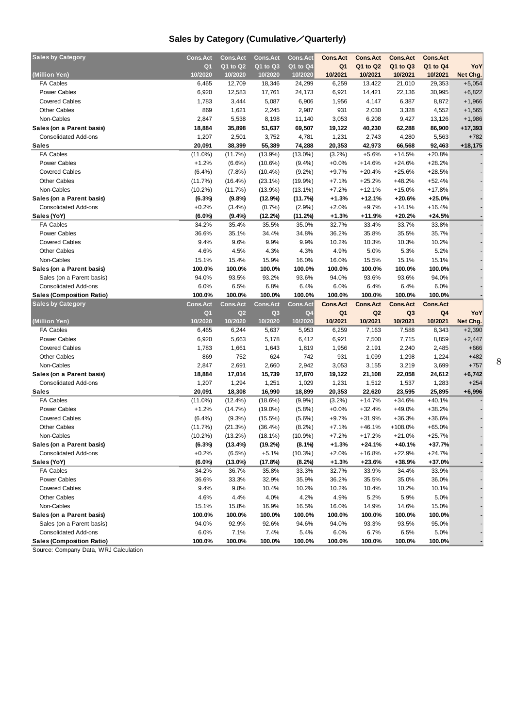## Sales by Category (Cumulative／Quarterly)

| Sales by Category | Cons.Act | Cons.Act | Cons.Act | Cons.Act | Cons.Act | Cons.Act | Cons.Act | Cons.Act | |
|---|---|---|---|---|---|---|---|---|---|
| | Q1 | Q1 to Q2 | Q1 to Q3 | Q1 to Q4 | Q1 | Q1 to Q2 | Q1 to Q3 | Q1 to Q4 | YoY |
| (Million Yen) | 10/2020 | 10/2020 | 10/2020 | 10/2020 | 10/2021 | 10/2021 | 10/2021 | 10/2021 | Net Chg. |
| FA Cables | 6,465 | 12,709 | 18,346 | 24,299 | 6,259 | 13,422 | 21,010 | 29,353 | +5,054 |
| Power Cables | 6,920 | 12,583 | 17,761 | 24,173 | 6,921 | 14,421 | 22,136 | 30,995 | +6,822 |
| Covered Cables | 1,783 | 3,444 | 5,087 | 6,906 | 1,956 | 4,147 | 6,387 | 8,872 | +1,966 |
| Other Cables | 869 | 1,621 | 2,245 | 2,987 | 931 | 2,030 | 3,328 | 4,552 | +1,565 |
| Non-Cables | 2,847 | 5,538 | 8,198 | 11,140 | 3,053 | 6,208 | 9,427 | 13,126 | +1,986 |
| **Sales (on a Parent basis)** | **18,884** | **35,898** | **51,637** | **69,507** | **19,122** | **40,230** | **62,288** | **86,900** | **+17,393** |
| Consolidated Add-ons | 1,207 | 2,501 | 3,752 | 4,781 | 1,231 | 2,743 | 4,280 | 5,563 | +782 |
| **Sales** | **20,091** | **38,399** | **55,389** | **74,288** | **20,353** | **42,973** | **66,568** | **92,463** | **+18,175** |
| FA Cables | (11.0%) | (11.7%) | (13.9%) | (13.0%) | (3.2%) | +5.6% | +14.5% | +20.8% | - |
| Power Cables | +1.2% | (6.6%) | (10.6%) | (9.4%) | +0.0% | +14.6% | +24.6% | +28.2% | - |
| Covered Cables | (6.4%) | (7.8%) | (10.4%) | (9.2%) | +9.7% | +20.4% | +25.6% | +28.5% | - |
| Other Cables | (11.7%) | (16.4%) | (23.1%) | (19.9%) | +7.1% | +25.2% | +48.2% | +52.4% | - |
| Non-Cables | (10.2%) | (11.7%) | (13.9%) | (13.1%) | +7.2% | +12.1% | +15.0% | +17.8% | - |
| **Sales (on a Parent basis)** | **(6.3%)** | **(9.8%)** | **(12.9%)** | **(11.7%)** | **+1.3%** | **+12.1%** | **+20.6%** | **+25.0%** | **-** |
| Consolidated Add-ons | +0.2% | (3.4%) | (0.7%) | (2.9%) | +2.0% | +9.7% | +14.1% | +16.4% | - |
| **Sales (YoY)** | **(6.0%)** | **(9.4%)** | **(12.2%)** | **(11.2%)** | **+1.3%** | **+11.9%** | **+20.2%** | **+24.5%** | **-** |
| FA Cables | 34.2% | 35.4% | 35.5% | 35.0% | 32.7% | 33.4% | 33.7% | 33.8% | - |
| Power Cables | 36.6% | 35.1% | 34.4% | 34.8% | 36.2% | 35.8% | 35.5% | 35.7% | - |
| Covered Cables | 9.4% | 9.6% | 9.9% | 9.9% | 10.2% | 10.3% | 10.3% | 10.2% | - |
| Other Cables | 4.6% | 4.5% | 4.3% | 4.3% | 4.9% | 5.0% | 5.3% | 5.2% | - |
| Non-Cables | 15.1% | 15.4% | 15.9% | 16.0% | 16.0% | 15.5% | 15.1% | 15.1% | - |
| **Sales (on a Parent basis)** | **100.0%** | **100.0%** | **100.0%** | **100.0%** | **100.0%** | **100.0%** | **100.0%** | **100.0%** | **-** |
| Sales (on a Parent basis) | 94.0% | 93.5% | 93.2% | 93.6% | 94.0% | 93.6% | 93.6% | 94.0% | - |
| Consolidated Add-ons | 6.0% | 6.5% | 6.8% | 6.4% | 6.0% | 6.4% | 6.4% | 6.0% | - |
| **Sales (Composition Ratio)** | **100.0%** | **100.0%** | **100.0%** | **100.0%** | **100.0%** | **100.0%** | **100.0%** | **100.0%** | **-** |

| Sales by Category | Cons.Act | Cons.Act | Cons.Act | Cons.Act | Cons.Act | Cons.Act | Cons.Act | Cons.Act | |
|---|---|---|---|---|---|---|---|---|---|
| | Q1 | Q2 | Q3 | Q4 | Q1 | Q2 | Q3 | Q4 | YoY |
| (Million Yen) | 10/2020 | 10/2020 | 10/2020 | 10/2020 | 10/2021 | 10/2021 | 10/2021 | 10/2021 | Net Chg. |
| FA Cables | 6,465 | 6,244 | 5,637 | 5,953 | 6,259 | 7,163 | 7,588 | 8,343 | +2,390 |
| Power Cables | 6,920 | 5,663 | 5,178 | 6,412 | 6,921 | 7,500 | 7,715 | 8,859 | +2,447 |
| Covered Cables | 1,783 | 1,661 | 1,643 | 1,819 | 1,956 | 2,191 | 2,240 | 2,485 | +666 |
| Other Cables | 869 | 752 | 624 | 742 | 931 | 1,099 | 1,298 | 1,224 | +482 |
| Non-Cables | 2,847 | 2,691 | 2,660 | 2,942 | 3,053 | 3,155 | 3,219 | 3,699 | +757 |
| **Sales (on a Parent basis)** | **18,884** | **17,014** | **15,739** | **17,870** | **19,122** | **21,108** | **22,058** | **24,612** | **+6,742** |
| Consolidated Add-ons | 1,207 | 1,294 | 1,251 | 1,029 | 1,231 | 1,512 | 1,537 | 1,283 | +254 |
| **Sales** | **20,091** | **18,308** | **16,990** | **18,899** | **20,353** | **22,620** | **23,595** | **25,895** | **+6,996** |
| FA Cables | (11.0%) | (12.4%) | (18.6%) | (9.9%) | (3.2%) | +14.7% | +34.6% | +40.1% | - |
| Power Cables | +1.2% | (14.7%) | (19.0%) | (5.8%) | +0.0% | +32.4% | +49.0% | +38.2% | - |
| Covered Cables | (6.4%) | (9.3%) | (15.5%) | (5.6%) | +9.7% | +31.9% | +36.3% | +36.6% | - |
| Other Cables | (11.7%) | (21.3%) | (36.4%) | (8.2%) | +7.1% | +46.1% | +108.0% | +65.0% | - |
| Non-Cables | (10.2%) | (13.2%) | (18.1%) | (10.9%) | +7.2% | +17.2% | +21.0% | +25.7% | - |
| **Sales (on a Parent basis)** | **(6.3%)** | **(13.4%)** | **(19.2%)** | **(8.1%)** | **+1.3%** | **+24.1%** | **+40.1%** | **+37.7%** | **-** |
| Consolidated Add-ons | +0.2% | (6.5%) | +5.1% | (10.3%) | +2.0% | +16.8% | +22.9% | +24.7% | - |
| **Sales (YoY)** | **(6.0%)** | **(13.0%)** | **(17.8%)** | **(8.2%)** | **+1.3%** | **+23.6%** | **+38.9%** | **+37.0%** | **-** |
| FA Cables | 34.2% | 36.7% | 35.8% | 33.3% | 32.7% | 33.9% | 34.4% | 33.9% | - |
| Power Cables | 36.6% | 33.3% | 32.9% | 35.9% | 36.2% | 35.5% | 35.0% | 36.0% | - |
| Covered Cables | 9.4% | 9.8% | 10.4% | 10.2% | 10.2% | 10.4% | 10.2% | 10.1% | - |
| Other Cables | 4.6% | 4.4% | 4.0% | 4.2% | 4.9% | 5.2% | 5.9% | 5.0% | - |
| Non-Cables | 15.1% | 15.8% | 16.9% | 16.5% | 16.0% | 14.9% | 14.6% | 15.0% | - |
| **Sales (on a Parent basis)** | **100.0%** | **100.0%** | **100.0%** | **100.0%** | **100.0%** | **100.0%** | **100.0%** | **100.0%** | **-** |
| Sales (on a Parent basis) | 94.0% | 92.9% | 92.6% | 94.6% | 94.0% | 93.3% | 93.5% | 95.0% | - |
| Consolidated Add-ons | 6.0% | 7.1% | 7.4% | 5.4% | 6.0% | 6.7% | 6.5% | 5.0% | - |
| **Sales (Composition Ratio)** | **100.0%** | **100.0%** | **100.0%** | **100.0%** | **100.0%** | **100.0%** | **100.0%** | **100.0%** | **-** |

Source: Company Data, WRJ Calculation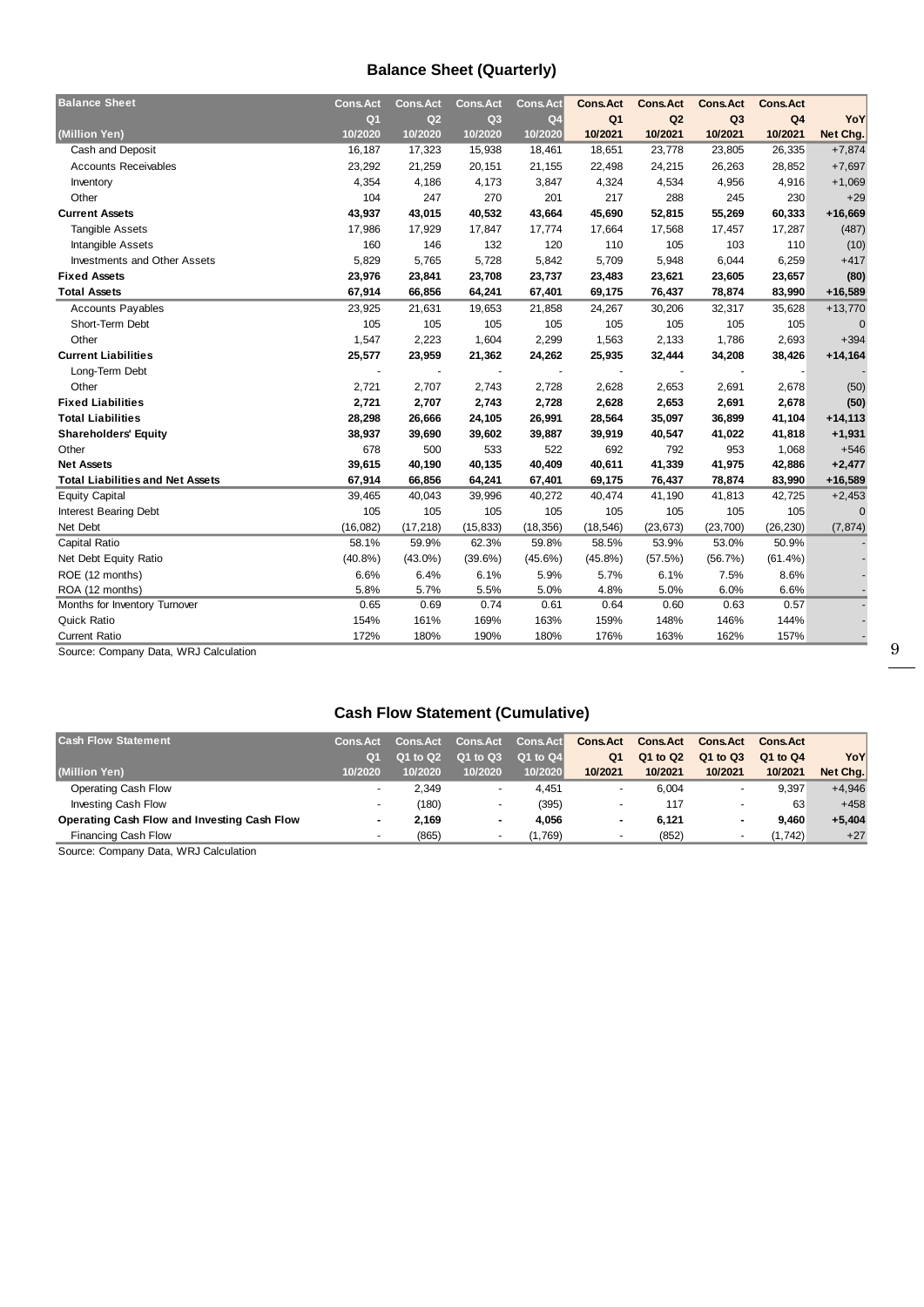## Balance Sheet (Quarterly)

| Balance Sheet<br>(Million Yen) | Cons.Act<br>Q1<br>10/2020 | Cons.Act<br>Q2<br>10/2020 | Cons.Act<br>Q3<br>10/2020 | Cons.Act<br>Q4<br>10/2020 | Cons.Act<br>Q1<br>10/2021 | Cons.Act<br>Q2<br>10/2021 | Cons.Act<br>Q3<br>10/2021 | Cons.Act<br>Q4<br>10/2021 | YoY<br>Net Chg. |
|---|---|---|---|---|---|---|---|---|---|
| Cash and Deposit | 16,187 | 17,323 | 15,938 | 18,461 | 18,651 | 23,778 | 23,805 | 26,335 | +7,874 |
| Accounts Receivables | 23,292 | 21,259 | 20,151 | 21,155 | 22,498 | 24,215 | 26,263 | 28,852 | +7,697 |
| Inventory | 4,354 | 4,186 | 4,173 | 3,847 | 4,324 | 4,534 | 4,956 | 4,916 | +1,069 |
| Other | 104 | 247 | 270 | 201 | 217 | 288 | 245 | 230 | +29 |
| **Current Assets** | **43,937** | **43,015** | **40,532** | **43,664** | **45,690** | **52,815** | **55,269** | **60,333** | **+16,669** |
| Tangible Assets | 17,986 | 17,929 | 17,847 | 17,774 | 17,664 | 17,568 | 17,457 | 17,287 | (487) |
| Intangible Assets | 160 | 146 | 132 | 120 | 110 | 105 | 103 | 110 | (10) |
| Investments and Other Assets | 5,829 | 5,765 | 5,728 | 5,842 | 5,709 | 5,948 | 6,044 | 6,259 | +417 |
| **Fixed Assets** | **23,976** | **23,841** | **23,708** | **23,737** | **23,483** | **23,621** | **23,605** | **23,657** | **(80)** |
| **Total Assets** | **67,914** | **66,856** | **64,241** | **67,401** | **69,175** | **76,437** | **78,874** | **83,990** | **+16,589** |
| Accounts Payables | 23,925 | 21,631 | 19,653 | 21,858 | 24,267 | 30,206 | 32,317 | 35,628 | +13,770 |
| Short-Term Debt | 105 | 105 | 105 | 105 | 105 | 105 | 105 | 105 | 0 |
| Other | 1,547 | 2,223 | 1,604 | 2,299 | 1,563 | 2,133 | 1,786 | 2,693 | +394 |
| **Current Liabilities** | **25,577** | **23,959** | **21,362** | **24,262** | **25,935** | **32,444** | **34,208** | **38,426** | **+14,164** |
| Long-Term Debt | - | - | - | - | - | - | - | - | - |
| Other | 2,721 | 2,707 | 2,743 | 2,728 | 2,628 | 2,653 | 2,691 | 2,678 | (50) |
| **Fixed Liabilities** | **2,721** | **2,707** | **2,743** | **2,728** | **2,628** | **2,653** | **2,691** | **2,678** | **(50)** |
| **Total Liabilities** | **28,298** | **26,666** | **24,105** | **26,991** | **28,564** | **35,097** | **36,899** | **41,104** | **+14,113** |
| **Shareholders' Equity** | **38,937** | **39,690** | **39,602** | **39,887** | **39,919** | **40,547** | **41,022** | **41,818** | **+1,931** |
| Other | 678 | 500 | 533 | 522 | 692 | 792 | 953 | 1,068 | +546 |
| **Net Assets** | **39,615** | **40,190** | **40,135** | **40,409** | **40,611** | **41,339** | **41,975** | **42,886** | **+2,477** |
| **Total Liabilities and Net Assets** | **67,914** | **66,856** | **64,241** | **67,401** | **69,175** | **76,437** | **78,874** | **83,990** | **+16,589** |
| Equity Capital | 39,465 | 40,043 | 39,996 | 40,272 | 40,474 | 41,190 | 41,813 | 42,725 | +2,453 |
| Interest Bearing Debt | 105 | 105 | 105 | 105 | 105 | 105 | 105 | 105 | 0 |
| Net Debt | (16,082) | (17,218) | (15,833) | (18,356) | (18,546) | (23,673) | (23,700) | (26,230) | (7,874) |
| Capital Ratio | 58.1% | 59.9% | 62.3% | 59.8% | 58.5% | 53.9% | 53.0% | 50.9% | - |
| Net Debt Equity Ratio | (40.8%) | (43.0%) | (39.6%) | (45.6%) | (45.8%) | (57.5%) | (56.7%) | (61.4%) | - |
| ROE (12 months) | 6.6% | 6.4% | 6.1% | 5.9% | 5.7% | 6.1% | 7.5% | 8.6% | - |
| ROA (12 months) | 5.8% | 5.7% | 5.5% | 5.0% | 4.8% | 5.0% | 6.0% | 6.6% | - |
| Months for Inventory Turnover | 0.65 | 0.69 | 0.74 | 0.61 | 0.64 | 0.60 | 0.63 | 0.57 | - |
| Quick Ratio | 154% | 161% | 169% | 163% | 159% | 148% | 146% | 144% | - |
| Current Ratio | 172% | 180% | 190% | 180% | 176% | 163% | 162% | 157% | - |

Source: Company Data, WRJ Calculation

## Cash Flow Statement (Cumulative)

| Cash Flow Statement<br>(Million Yen) | Cons.Act<br>Q1<br>10/2020 | Cons.Act<br>Q1 to Q2<br>10/2020 | Cons.Act<br>Q1 to Q3<br>10/2020 | Cons.Act<br>Q1 to Q4<br>10/2020 | Cons.Act<br>Q1<br>10/2021 | Cons.Act<br>Q1 to Q2<br>10/2021 | Cons.Act<br>Q1 to Q3<br>10/2021 | Cons.Act<br>Q1 to Q4<br>10/2021 | YoY<br>Net Chg. |
|---|---|---|---|---|---|---|---|---|---|
| Operating Cash Flow | - | 2,349 | - | 4,451 | - | 6,004 | - | 9,397 | +4,946 |
| Investing Cash Flow | - | (180) | - | (395) | - | 117 | - | 63 | +458 |
| **Operating Cash Flow and Investing Cash Flow** | **-** | **2,169** | **-** | **4,056** | **-** | **6,121** | **-** | **9,460** | **+5,404** |
| Financing Cash Flow | - | (865) | - | (1,769) | - | (852) | - | (1,742) | +27 |

Source: Company Data, WRJ Calculation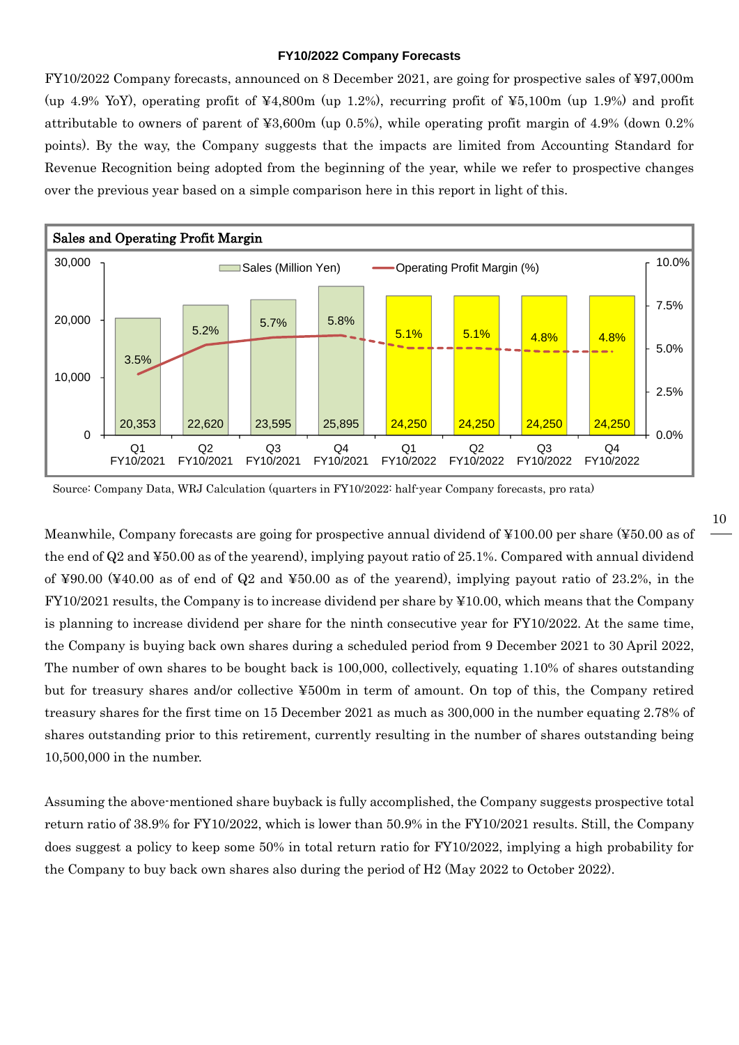### FY10/2022 Company Forecasts

FY10/2022 Company forecasts, announced on 8 December 2021, are going for prospective sales of ¥97,000m (up 4.9% YoY), operating profit of ¥4,800m (up 1.2%), recurring profit of ¥5,100m (up 1.9%) and profit attributable to owners of parent of ¥3,600m (up 0.5%), while operating profit margin of 4.9% (down 0.2% points). By the way, the Company suggests that the impacts are limited from Accounting Standard for Revenue Recognition being adopted from the beginning of the year, while we refer to prospective changes over the previous year based on a simple comparison here in this report in light of this.

**Sales and Operating Profit Margin**

| | Q1 FY10/2021 | Q2 FY10/2021 | Q3 FY10/2021 | Q4 FY10/2021 | Q1 FY10/2022 | Q2 FY10/2022 | Q3 FY10/2022 | Q4 FY10/2022 |
|---|---|---|---|---|---|---|---|---|
| Sales (Million Yen) | 20,353 | 22,620 | 23,595 | 25,895 | 24,250 | 24,250 | 24,250 | 24,250 |
| Operating Profit Margin (%) | 3.5% | 5.2% | 5.7% | 5.8% | 5.1% | 5.1% | 4.8% | 4.8% |

Source: Company Data, WRJ Calculation (quarters in FY10/2022: half-year Company forecasts, pro rata)

Meanwhile, Company forecasts are going for prospective annual dividend of ¥100.00 per share (¥50.00 as of the end of Q2 and ¥50.00 as of the yearend), implying payout ratio of 25.1%. Compared with annual dividend of ¥90.00 (¥40.00 as of end of Q2 and ¥50.00 as of the yearend), implying payout ratio of 23.2%, in the FY10/2021 results, the Company is to increase dividend per share by ¥10.00, which means that the Company is planning to increase dividend per share for the ninth consecutive year for FY10/2022. At the same time, the Company is buying back own shares during a scheduled period from 9 December 2021 to 30 April 2022, The number of own shares to be bought back is 100,000, collectively, equating 1.10% of shares outstanding but for treasury shares and/or collective ¥500m in term of amount. On top of this, the Company retired treasury shares for the first time on 15 December 2021 as much as 300,000 in the number equating 2.78% of shares outstanding prior to this retirement, currently resulting in the number of shares outstanding being 10,500,000 in the number.

Assuming the above-mentioned share buyback is fully accomplished, the Company suggests prospective total return ratio of 38.9% for FY10/2022, which is lower than 50.9% in the FY10/2021 results. Still, the Company does suggest a policy to keep some 50% in total return ratio for FY10/2022, implying a high probability for the Company to buy back own shares also during the period of H2 (May 2022 to October 2022).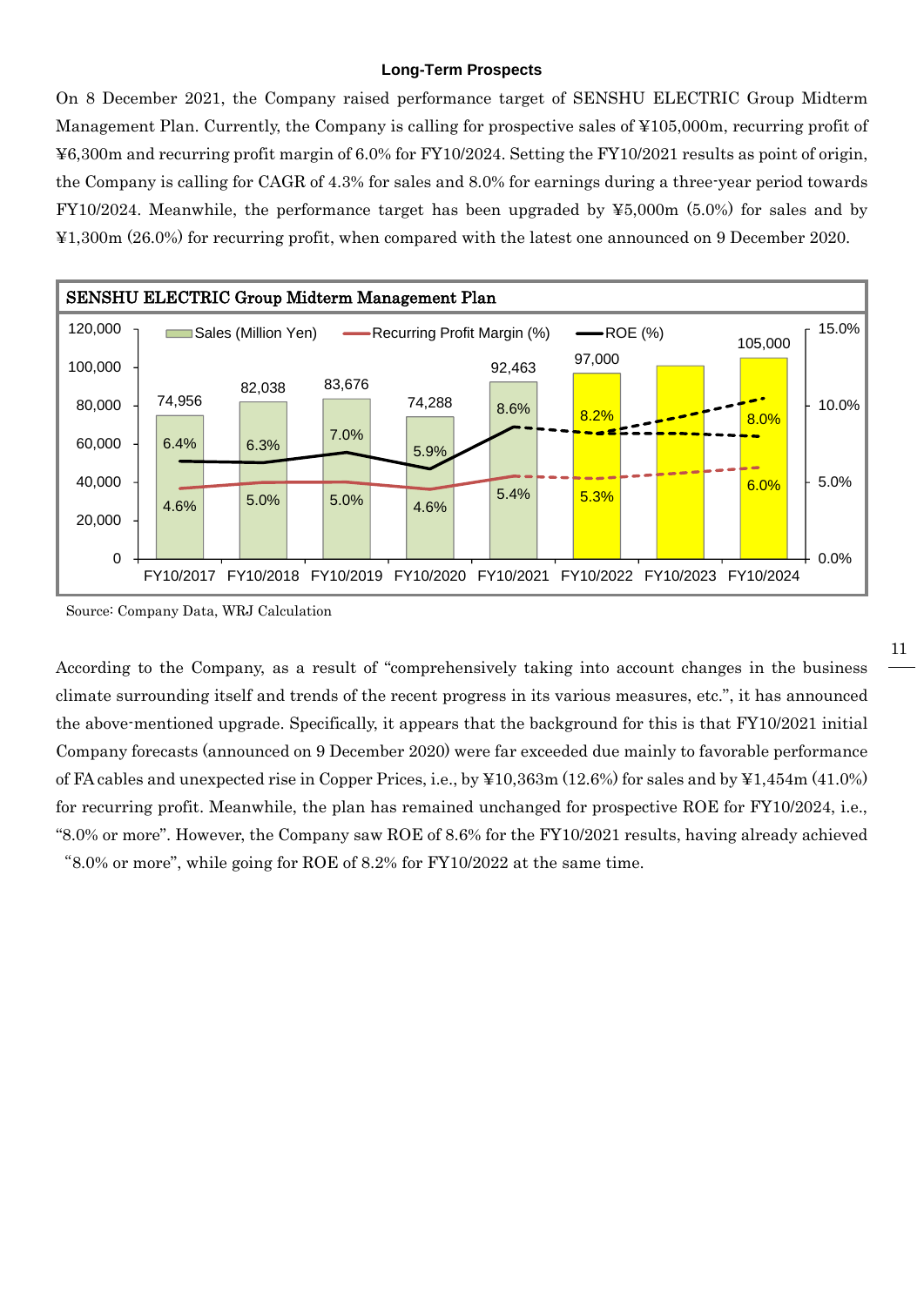### Long-Term Prospects

On 8 December 2021, the Company raised performance target of SENSHU ELECTRIC Group Midterm Management Plan. Currently, the Company is calling for prospective sales of ¥105,000m, recurring profit of ¥6,300m and recurring profit margin of 6.0% for FY10/2024. Setting the FY10/2021 results as point of origin, the Company is calling for CAGR of 4.3% for sales and 8.0% for earnings during a three-year period towards FY10/2024. Meanwhile, the performance target has been upgraded by ¥5,000m (5.0%) for sales and by ¥1,300m (26.0%) for recurring profit, when compared with the latest one announced on 9 December 2020.

**SENSHU ELECTRIC Group Midterm Management Plan**

| | FY10/2017 | FY10/2018 | FY10/2019 | FY10/2020 | FY10/2021 | FY10/2022 | FY10/2023 | FY10/2024 |
|---|---|---|---|---|---|---|---|---|
| Sales (Million Yen) | 74,956 | 82,038 | 83,676 | 74,288 | 92,463 | 97,000 | | 105,000 |
| Recurring Profit Margin (%) | 4.6% | 5.0% | 5.0% | 4.6% | 5.4% | 5.3% | | 6.0% |
| ROE (%) | 6.4% | 6.3% | 7.0% | 5.9% | 8.6% | 8.2% | | 8.0% |

Source: Company Data, WRJ Calculation

According to the Company, as a result of "comprehensively taking into account changes in the business climate surrounding itself and trends of the recent progress in its various measures, etc.", it has announced the above-mentioned upgrade. Specifically, it appears that the background for this is that FY10/2021 initial Company forecasts (announced on 9 December 2020) were far exceeded due mainly to favorable performance of FA cables and unexpected rise in Copper Prices, i.e., by ¥10,363m (12.6%) for sales and by ¥1,454m (41.0%) for recurring profit. Meanwhile, the plan has remained unchanged for prospective ROE for FY10/2024, i.e., "8.0% or more". However, the Company saw ROE of 8.6% for the FY10/2021 results, having already achieved "8.0% or more", while going for ROE of 8.2% for FY10/2022 at the same time.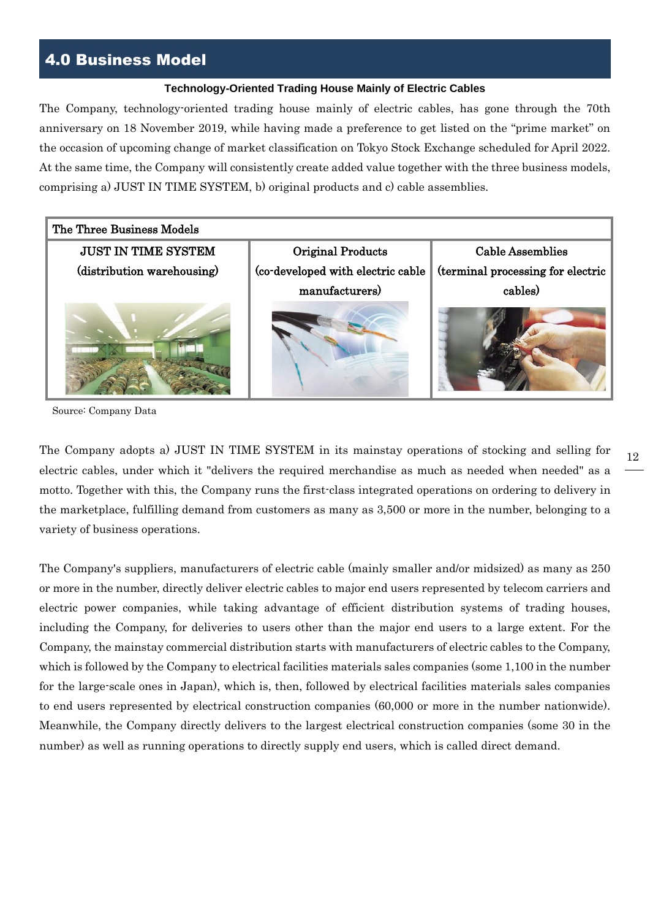# 4.0 Business Model

### Technology-Oriented Trading House Mainly of Electric Cables

The Company, technology-oriented trading house mainly of electric cables, has gone through the 70th anniversary on 18 November 2019, while having made a preference to get listed on the “prime market” on the occasion of upcoming change of market classification on Tokyo Stock Exchange scheduled for April 2022. At the same time, the Company will consistently create added value together with the three business models, comprising a) JUST IN TIME SYSTEM, b) original products and c) cable assemblies.

| The Three Business Models | | |
|---|---|---|
| JUST IN TIME SYSTEM (distribution warehousing) | Original Products (co-developed with electric cable manufacturers) | Cable Assemblies (terminal processing for electric cables) |

Source: Company Data

The Company adopts a) JUST IN TIME SYSTEM in its mainstay operations of stocking and selling for electric cables, under which it "delivers the required merchandise as much as needed when needed" as a motto. Together with this, the Company runs the first-class integrated operations on ordering to delivery in the marketplace, fulfilling demand from customers as many as 3,500 or more in the number, belonging to a variety of business operations.

The Company's suppliers, manufacturers of electric cable (mainly smaller and/or midsized) as many as 250 or more in the number, directly deliver electric cables to major end users represented by telecom carriers and electric power companies, while taking advantage of efficient distribution systems of trading houses, including the Company, for deliveries to users other than the major end users to a large extent. For the Company, the mainstay commercial distribution starts with manufacturers of electric cables to the Company, which is followed by the Company to electrical facilities materials sales companies (some 1,100 in the number for the large-scale ones in Japan), which is, then, followed by electrical facilities materials sales companies to end users represented by electrical construction companies (60,000 or more in the number nationwide). Meanwhile, the Company directly delivers to the largest electrical construction companies (some 30 in the number) as well as running operations to directly supply end users, which is called direct demand.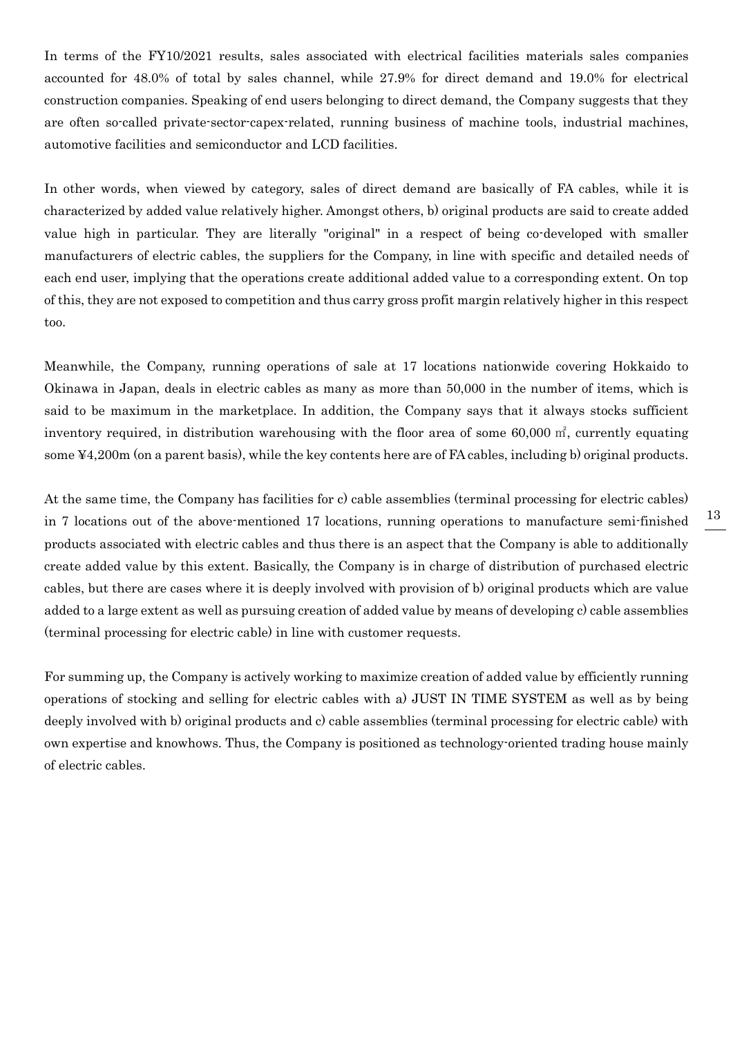In terms of the FY10/2021 results, sales associated with electrical facilities materials sales companies accounted for 48.0% of total by sales channel, while 27.9% for direct demand and 19.0% for electrical construction companies. Speaking of end users belonging to direct demand, the Company suggests that they are often so-called private-sector-capex-related, running business of machine tools, industrial machines, automotive facilities and semiconductor and LCD facilities.

In other words, when viewed by category, sales of direct demand are basically of FA cables, while it is characterized by added value relatively higher. Amongst others, b) original products are said to create added value high in particular. They are literally "original" in a respect of being co-developed with smaller manufacturers of electric cables, the suppliers for the Company, in line with specific and detailed needs of each end user, implying that the operations create additional added value to a corresponding extent. On top of this, they are not exposed to competition and thus carry gross profit margin relatively higher in this respect too.

Meanwhile, the Company, running operations of sale at 17 locations nationwide covering Hokkaido to Okinawa in Japan, deals in electric cables as many as more than 50,000 in the number of items, which is said to be maximum in the marketplace. In addition, the Company says that it always stocks sufficient inventory required, in distribution warehousing with the floor area of some 60,000 ㎡, currently equating some ¥4,200m (on a parent basis), while the key contents here are of FA cables, including b) original products.

At the same time, the Company has facilities for c) cable assemblies (terminal processing for electric cables) in 7 locations out of the above-mentioned 17 locations, running operations to manufacture semi-finished products associated with electric cables and thus there is an aspect that the Company is able to additionally create added value by this extent. Basically, the Company is in charge of distribution of purchased electric cables, but there are cases where it is deeply involved with provision of b) original products which are value added to a large extent as well as pursuing creation of added value by means of developing c) cable assemblies (terminal processing for electric cable) in line with customer requests.

For summing up, the Company is actively working to maximize creation of added value by efficiently running operations of stocking and selling for electric cables with a) JUST IN TIME SYSTEM as well as by being deeply involved with b) original products and c) cable assemblies (terminal processing for electric cable) with own expertise and knowhows. Thus, the Company is positioned as technology-oriented trading house mainly of electric cables.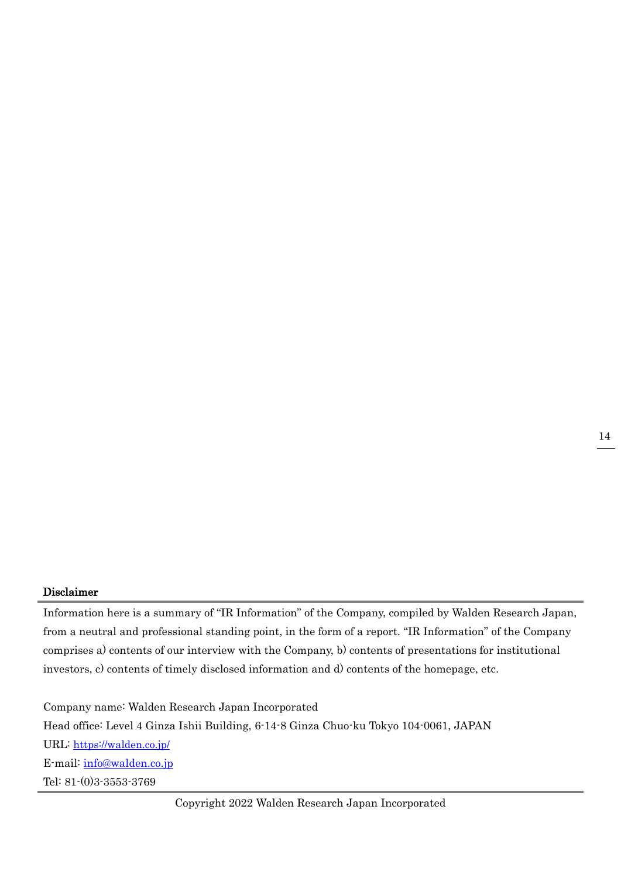**Disclaimer**

Information here is a summary of "IR Information" of the Company, compiled by Walden Research Japan, from a neutral and professional standing point, in the form of a report. "IR Information" of the Company comprises a) contents of our interview with the Company, b) contents of presentations for institutional investors, c) contents of timely disclosed information and d) contents of the homepage, etc.

Company name: Walden Research Japan Incorporated
Head office: Level 4 Ginza Ishii Building, 6-14-8 Ginza Chuo-ku Tokyo 104-0061, JAPAN
URL: https://walden.co.jp/
E-mail: info@walden.co.jp
Tel: 81-(0)3-3553-3769

Copyright 2022 Walden Research Japan Incorporated